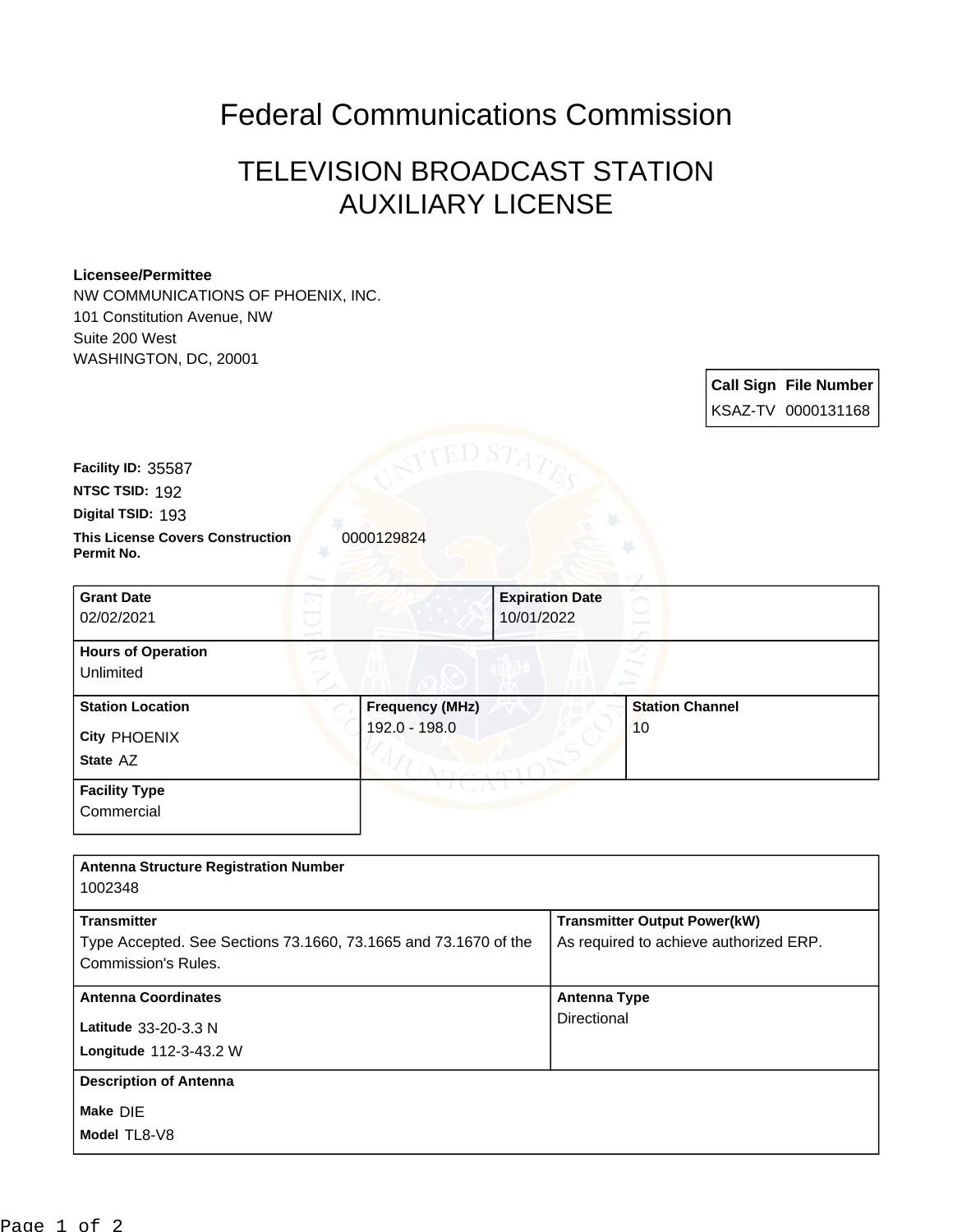# Federal Communications Commission

## TELEVISION BROADCAST STATION AUXILIARY LICENSE

**Licensee/Permittee**
NW COMMUNICATIONS OF PHOENIX, INC.
101 Constitution Avenue, NW
Suite 200 West
WASHINGTON, DC, 20001

| Call Sign | File Number |
| --- | --- |
| KSAZ-TV | 0000131168 |

**Facility ID:** 35587
**NTSC TSID:** 192
**Digital TSID:** 193
**This License Covers Construction Permit No.** 0000129824

| Grant Date | Expiration Date |
| --- | --- |
| 02/02/2021 | 10/01/2022 |

**Hours of Operation**
Unlimited

| Station Location | Frequency (MHz) | Station Channel |
| --- | --- | --- |
| City PHOENIX<br>State AZ | 192.0 - 198.0 | 10 |

**Facility Type**
Commercial

**Antenna Structure Registration Number**
1002348

| Transmitter | Transmitter Output Power(kW) |
| --- | --- |
| Type Accepted. See Sections 73.1660, 73.1665 and 73.1670 of the Commission's Rules. | As required to achieve authorized ERP. |

| Antenna Coordinates | Antenna Type |
| --- | --- |
| Latitude 33-20-3.3 N<br>Longitude 112-3-43.2 W | Directional |

**Description of Antenna**
Make DIE
Model TL8-V8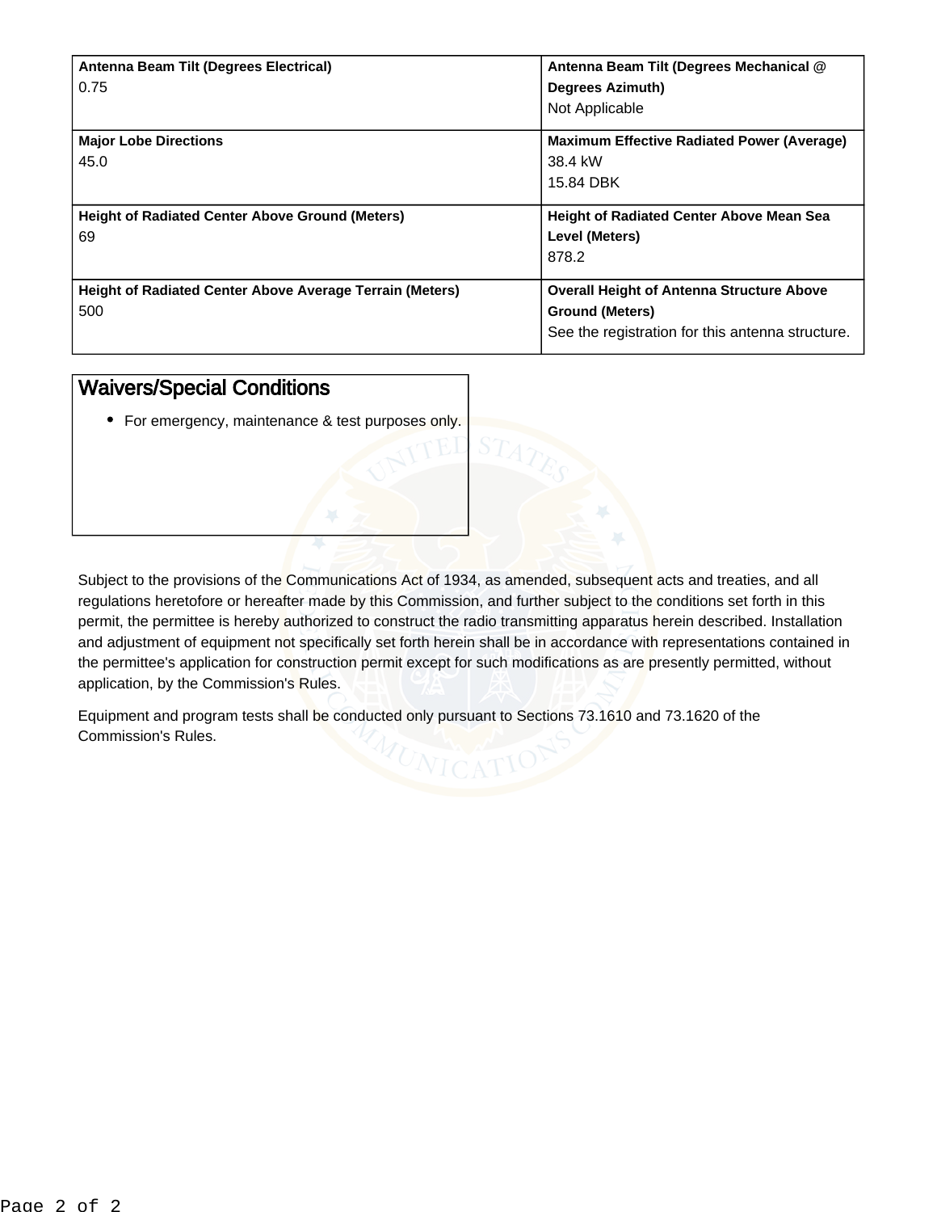| | |
|---|---|
| **Antenna Beam Tilt (Degrees Electrical)**<br>0.75 | **Antenna Beam Tilt (Degrees Mechanical @ Degrees Azimuth)**<br>Not Applicable |
| **Major Lobe Directions**<br>45.0 | **Maximum Effective Radiated Power (Average)**<br>38.4 kW<br>15.84 DBK |
| **Height of Radiated Center Above Ground (Meters)**<br>69 | **Height of Radiated Center Above Mean Sea Level (Meters)**<br>878.2 |
| **Height of Radiated Center Above Average Terrain (Meters)**<br>500 | **Overall Height of Antenna Structure Above Ground (Meters)**<br>See the registration for this antenna structure. |

## Waivers/Special Conditions

- For emergency, maintenance & test purposes only.

Subject to the provisions of the Communications Act of 1934, as amended, subsequent acts and treaties, and all regulations heretofore or hereafter made by this Commission, and further subject to the conditions set forth in this permit, the permittee is hereby authorized to construct the radio transmitting apparatus herein described. Installation and adjustment of equipment not specifically set forth herein shall be in accordance with representations contained in the permittee's application for construction permit except for such modifications as are presently permitted, without application, by the Commission's Rules.

Equipment and program tests shall be conducted only pursuant to Sections 73.1610 and 73.1620 of the Commission's Rules.